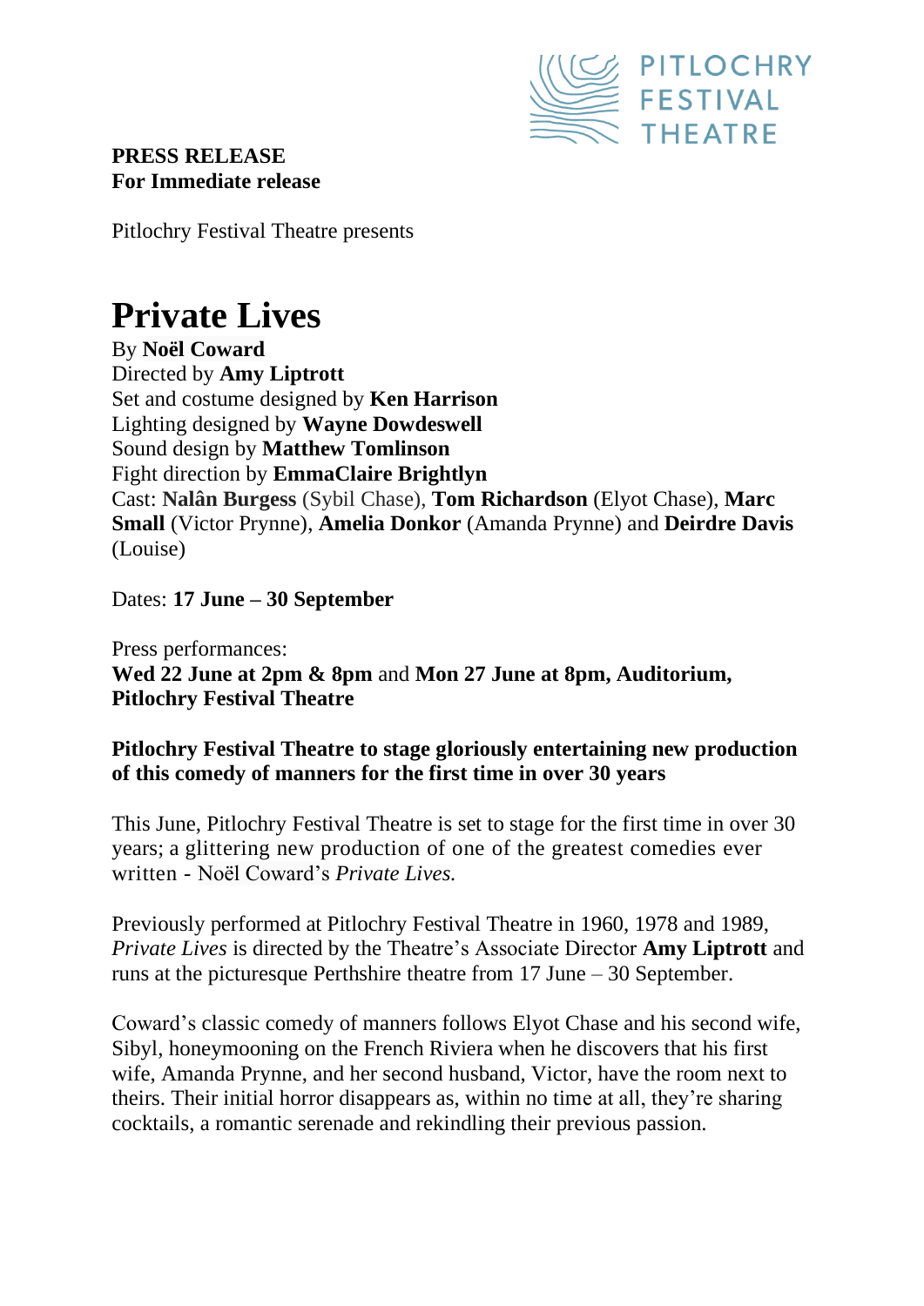**PRESS RELEASE**
**For Immediate release**

Pitlochry Festival Theatre presents

# Private Lives

By **Noël Coward**
Directed by **Amy Liptrott**
Set and costume designed by **Ken Harrison**
Lighting designed by **Wayne Dowdeswell**
Sound design by **Matthew Tomlinson**
Fight direction by **EmmaClaire Brightlyn**
Cast: **Nalân Burgess** (Sybil Chase), **Tom Richardson** (Elyot Chase), **Marc Small** (Victor Prynne), **Amelia Donkor** (Amanda Prynne) and **Deirdre Davis** (Louise)

Dates: **17 June – 30 September**

Press performances:
**Wed 22 June at 2pm & 8pm** and **Mon 27 June at 8pm, Auditorium, Pitlochry Festival Theatre**

**Pitlochry Festival Theatre to stage gloriously entertaining new production of this comedy of manners for the first time in over 30 years**

This June, Pitlochry Festival Theatre is set to stage for the first time in over 30 years; a glittering new production of one of the greatest comedies ever written - Noël Coward's *Private Lives.*

Previously performed at Pitlochry Festival Theatre in 1960, 1978 and 1989, *Private Lives* is directed by the Theatre's Associate Director **Amy Liptrott** and runs at the picturesque Perthshire theatre from 17 June – 30 September.

Coward's classic comedy of manners follows Elyot Chase and his second wife, Sibyl, honeymooning on the French Riviera when he discovers that his first wife, Amanda Prynne, and her second husband, Victor, have the room next to theirs. Their initial horror disappears as, within no time at all, they're sharing cocktails, a romantic serenade and rekindling their previous passion.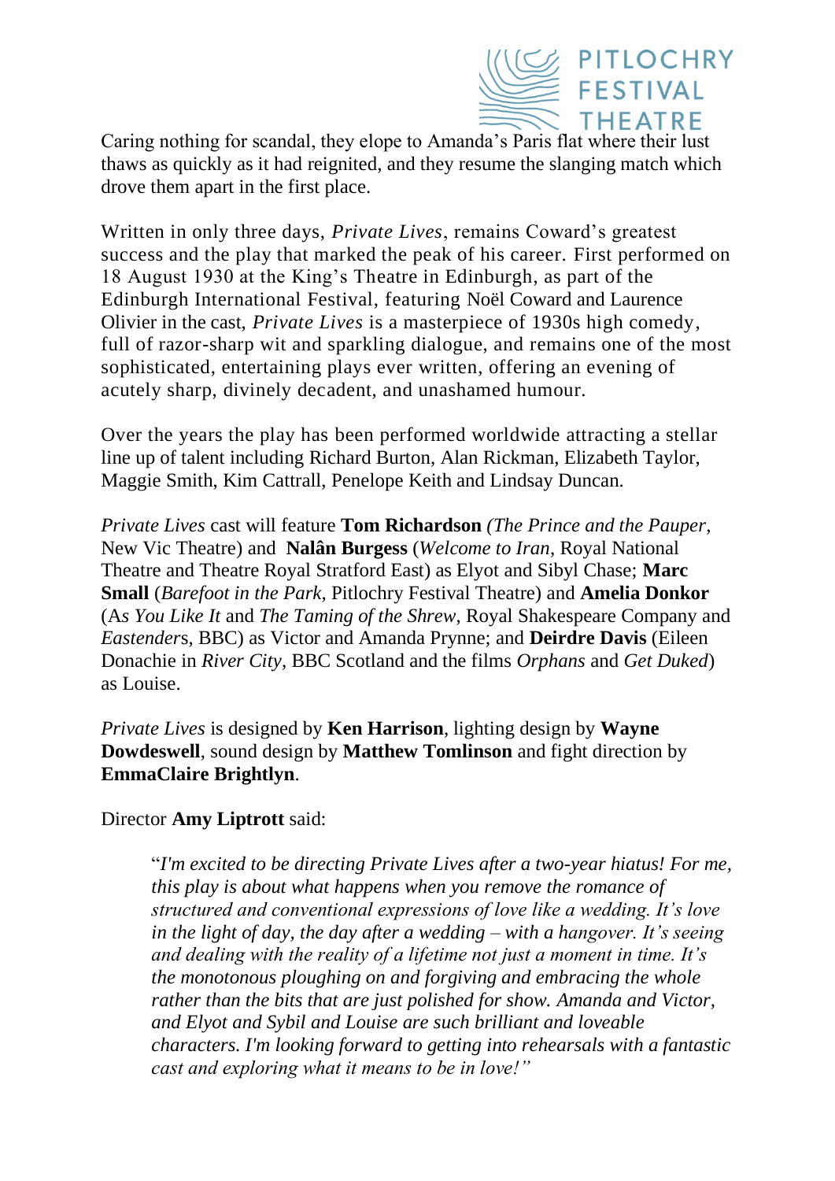Caring nothing for scandal, they elope to Amanda's Paris flat where their lust thaws as quickly as it had reignited, and they resume the slanging match which drove them apart in the first place.

Written in only three days, *Private Lives*, remains Coward's greatest success and the play that marked the peak of his career. First performed on 18 August 1930 at the King's Theatre in Edinburgh, as part of the Edinburgh International Festival, featuring Noël Coward and Laurence Olivier in the cast, *Private Lives* is a masterpiece of 1930s high comedy, full of razor-sharp wit and sparkling dialogue, and remains one of the most sophisticated, entertaining plays ever written, offering an evening of acutely sharp, divinely decadent, and unashamed humour.

Over the years the play has been performed worldwide attracting a stellar line up of talent including Richard Burton, Alan Rickman, Elizabeth Taylor, Maggie Smith, Kim Cattrall, Penelope Keith and Lindsay Duncan.

*Private Lives* cast will feature **Tom Richardson** *(The Prince and the Pauper*, New Vic Theatre) and **Nalân Burgess** (*Welcome to Iran*, Royal National Theatre and Theatre Royal Stratford East) as Elyot and Sibyl Chase; **Marc Small** (*Barefoot in the Park*, Pitlochry Festival Theatre) and **Amelia Donkor** (A*s You Like It* and *The Taming of the Shrew*, Royal Shakespeare Company and *Eastender*s, BBC) as Victor and Amanda Prynne; and **Deirdre Davis** (Eileen Donachie in *River City*, BBC Scotland and the films *Orphans* and *Get Duked*) as Louise.

*Private Lives* is designed by **Ken Harrison**, lighting design by **Wayne Dowdeswell**, sound design by **Matthew Tomlinson** and fight direction by **EmmaClaire Brightlyn**.

Director **Amy Liptrott** said:

> "*I'm excited to be directing Private Lives after a two-year hiatus! For me, this play is about what happens when you remove the romance of structured and conventional expressions of love like a wedding. It's love in the light of day, the day after a wedding – with a hangover. It's seeing and dealing with the reality of a lifetime not just a moment in time. It's the monotonous ploughing on and forgiving and embracing the whole rather than the bits that are just polished for show. Amanda and Victor, and Elyot and Sybil and Louise are such brilliant and loveable characters. I'm looking forward to getting into rehearsals with a fantastic cast and exploring what it means to be in love!"*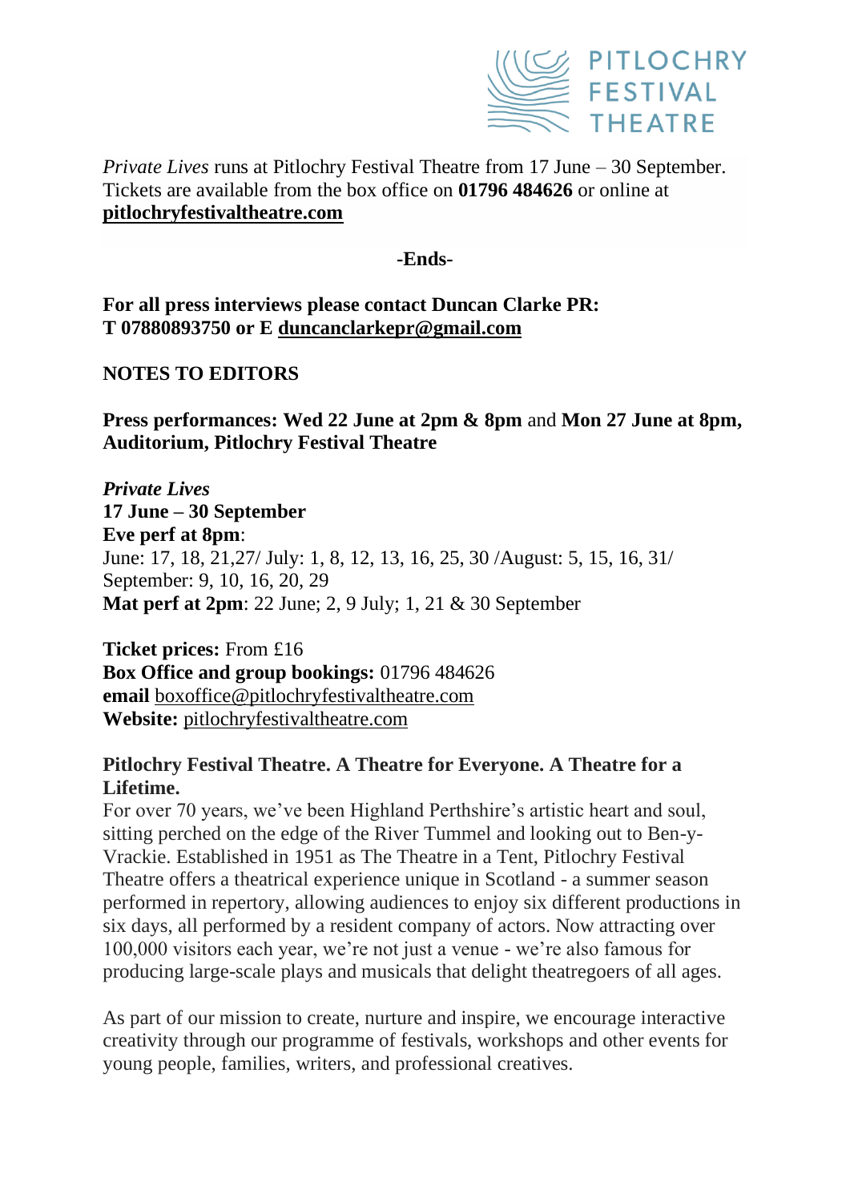*Private Lives* runs at Pitlochry Festival Theatre from 17 June – 30 September. Tickets are available from the box office on **01796 484626** or online at **pitlochryfestivaltheatre.com**

**-Ends-**

**For all press interviews please contact Duncan Clarke PR:**
**T 07880893750 or E duncanclarkepr@gmail.com**

**NOTES TO EDITORS**

**Press performances: Wed 22 June at 2pm & 8pm** and **Mon 27 June at 8pm, Auditorium, Pitlochry Festival Theatre**

***Private Lives***
**17 June – 30 September**
**Eve perf at 8pm**:
June: 17, 18, 21,27/ July: 1, 8, 12, 13, 16, 25, 30 /August: 5, 15, 16, 31/ September: 9, 10, 16, 20, 29
**Mat perf at 2pm**: 22 June; 2, 9 July; 1, 21 & 30 September

**Ticket prices:** From £16
**Box Office and group bookings:** 01796 484626
**email** boxoffice@pitlochryfestivaltheatre.com
**Website:** pitlochryfestivaltheatre.com

**Pitlochry Festival Theatre. A Theatre for Everyone. A Theatre for a Lifetime.**
For over 70 years, we've been Highland Perthshire's artistic heart and soul, sitting perched on the edge of the River Tummel and looking out to Ben-y-Vrackie. Established in 1951 as The Theatre in a Tent, Pitlochry Festival Theatre offers a theatrical experience unique in Scotland - a summer season performed in repertory, allowing audiences to enjoy six different productions in six days, all performed by a resident company of actors. Now attracting over 100,000 visitors each year, we're not just a venue - we're also famous for producing large-scale plays and musicals that delight theatregoers of all ages.

As part of our mission to create, nurture and inspire, we encourage interactive creativity through our programme of festivals, workshops and other events for young people, families, writers, and professional creatives.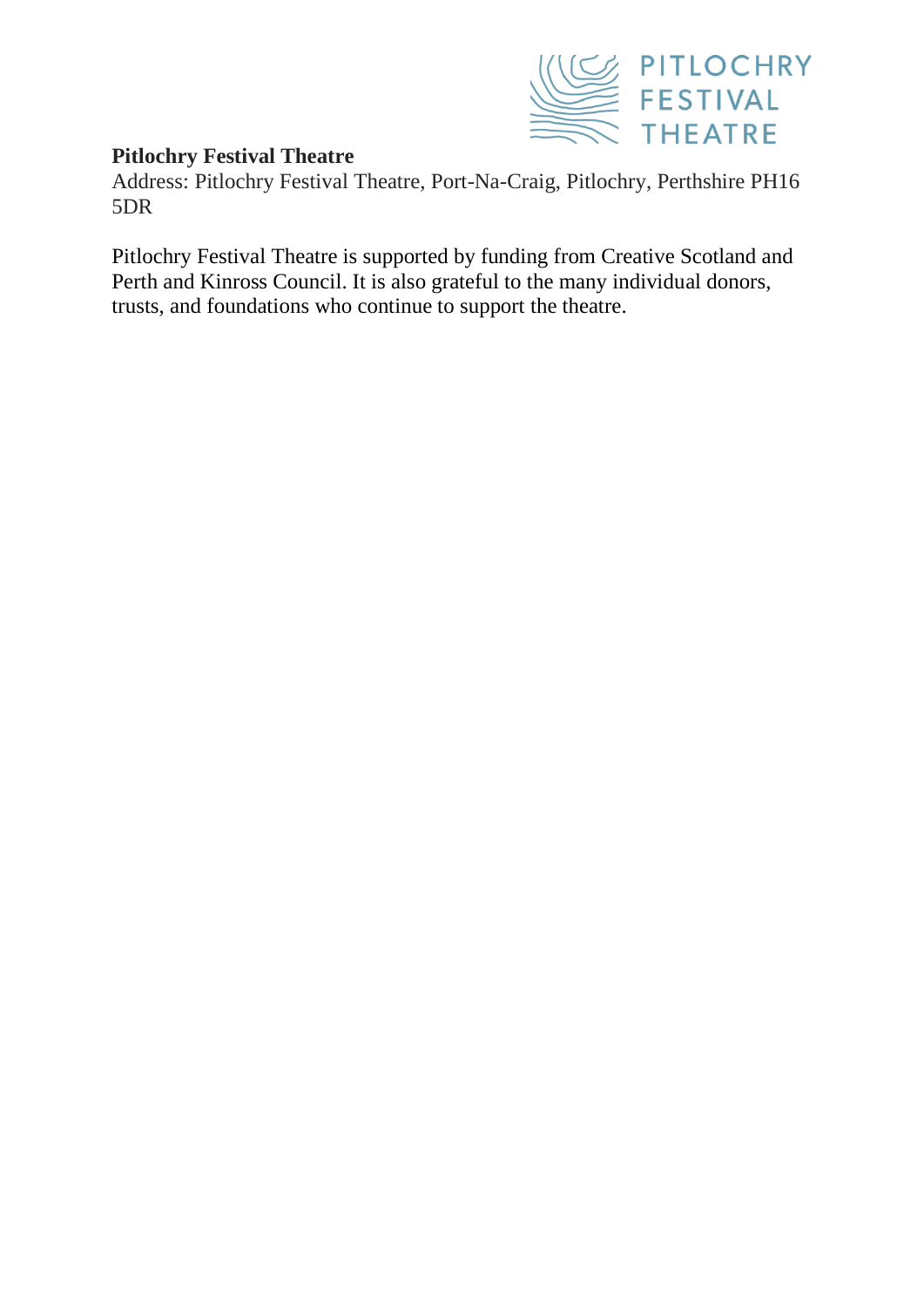PITLOCHRY FESTIVAL THEATRE

**Pitlochry Festival Theatre**
Address: Pitlochry Festival Theatre, Port-Na-Craig, Pitlochry, Perthshire PH16 5DR

Pitlochry Festival Theatre is supported by funding from Creative Scotland and Perth and Kinross Council. It is also grateful to the many individual donors, trusts, and foundations who continue to support the theatre.